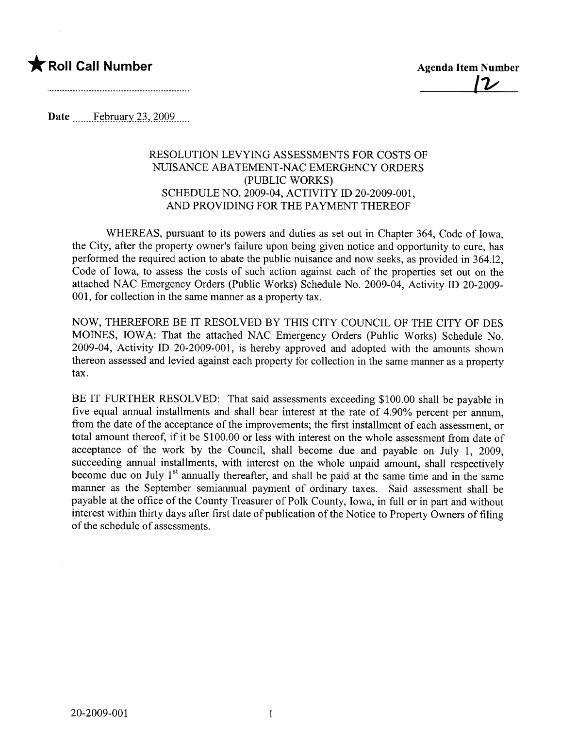★ **Roll Call Number**

..........................................................

**Agenda Item Number**

12

**Date** February 23, 2009

### RESOLUTION LEVYING ASSESSMENTS FOR COSTS OF NUISANCE ABATEMENT-NAC EMERGENCY ORDERS (PUBLIC WORKS) SCHEDULE NO. 2009-04, ACTIVITY ID 20-2009-001, AND PROVIDING FOR THE PAYMENT THEREOF

WHEREAS, pursuant to its powers and duties as set out in Chapter 364, Code of Iowa, the City, after the property owner's failure upon being given notice and opportunity to cure, has performed the required action to abate the public nuisance and now seeks, as provided in 364.12, Code of Iowa, to assess the costs of such action against each of the properties set out on the attached NAC Emergency Orders (Public Works) Schedule No. 2009-04, Activity ID 20-2009-001, for collection in the same manner as a property tax.

NOW, THEREFORE BE IT RESOLVED BY THIS CITY COUNCIL OF THE CITY OF DES MOINES, IOWA: That the attached NAC Emergency Orders (Public Works) Schedule No. 2009-04, Activity ID 20-2009-001, is hereby approved and adopted with the amounts shown thereon assessed and levied against each property for collection in the same manner as a property tax.

BE IT FURTHER RESOLVED: That said assessments exceeding $100.00 shall be payable in five equal annual installments and shall bear interest at the rate of 4.90% percent per annum, from the date of the acceptance of the improvements; the first installment of each assessment, or total amount thereof, if it be $100.00 or less with interest on the whole assessment from date of acceptance of the work by the Council, shall become due and payable on July 1, 2009, succeeding annual installments, with interest on the whole unpaid amount, shall respectively become due on July 1st annually thereafter, and shall be paid at the same time and in the same manner as the September semiannual payment of ordinary taxes. Said assessment shall be payable at the office of the County Treasurer of Polk County, Iowa, in full or in part and without interest within thirty days after first date of publication of the Notice to Property Owners of filing of the schedule of assessments.

20-2009-001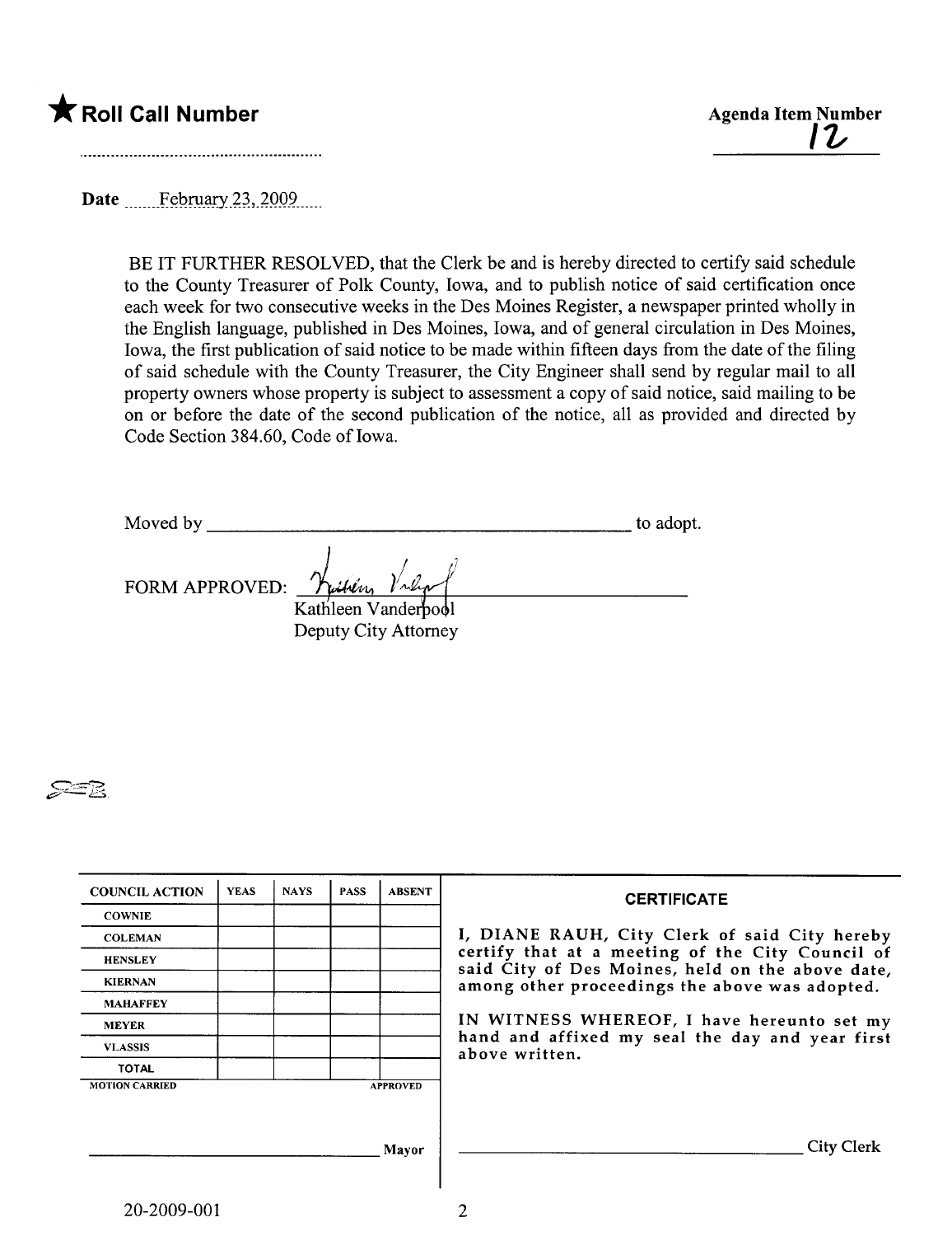★ **Roll Call Number**

Agenda Item Number
12

Date February 23, 2009

BE IT FURTHER RESOLVED, that the Clerk be and is hereby directed to certify said schedule to the County Treasurer of Polk County, Iowa, and to publish notice of said certification once each week for two consecutive weeks in the Des Moines Register, a newspaper printed wholly in the English language, published in Des Moines, Iowa, and of general circulation in Des Moines, Iowa, the first publication of said notice to be made within fifteen days from the date of the filing of said schedule with the County Treasurer, the City Engineer shall send by regular mail to all property owners whose property is subject to assessment a copy of said notice, said mailing to be on or before the date of the second publication of the notice, all as provided and directed by Code Section 384.60, Code of Iowa.

Moved by ______________________________ to adopt.

FORM APPROVED: Kathleen Vanderpool
Kathleen Vanderpool
Deputy City Attorney

| COUNCIL ACTION | YEAS | NAYS | PASS | ABSENT |
|---|---|---|---|---|
| COWNIE | | | | |
| COLEMAN | | | | |
| HENSLEY | | | | |
| KIERNAN | | | | |
| MAHAFFEY | | | | |
| MEYER | | | | |
| VLASSIS | | | | |
| TOTAL | | | | |
| MOTION CARRIED | | | | APPROVED |

______________________________ Mayor

**CERTIFICATE**

I, DIANE RAUH, City Clerk of said City hereby certify that at a meeting of the City Council of said City of Des Moines, held on the above date, among other proceedings the above was adopted.

IN WITNESS WHEREOF, I have hereunto set my hand and affixed my seal the day and year first above written.

______________________________ City Clerk

20-2009-001